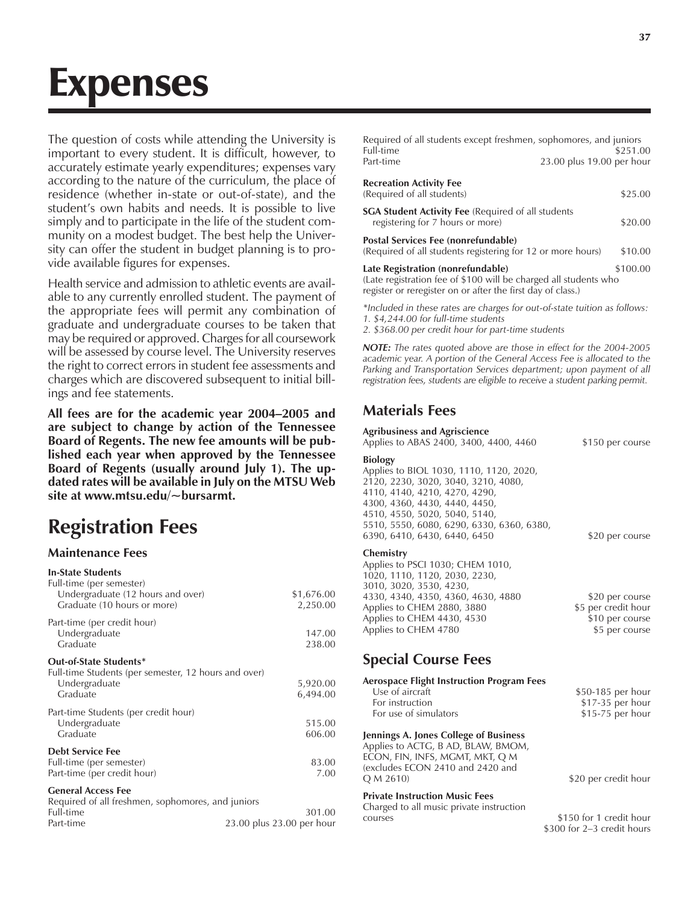# Expenses

The question of costs while attending the University is important to every student. It is difficult, however, to accurately estimate yearly expenditures; expenses vary according to the nature of the curriculum, the place of residence (whether in-state or out-of-state), and the student's own habits and needs. It is possible to live simply and to participate in the life of the student community on a modest budget. The best help the University can offer the student in budget planning is to provide available figures for expenses.

Health service and admission to athletic events are available to any currently enrolled student. The payment of the appropriate fees will permit any combination of graduate and undergraduate courses to be taken that may be required or approved. Charges for all coursework will be assessed by course level. The University reserves the right to correct errors in student fee assessments and charges which are discovered subsequent to initial billings and fee statements.

**All fees are for the academic year 2004–2005 and are subject to change by action of the Tennessee Board of Regents. The new fee amounts will be published each year when approved by the Tennessee Board of Regents (usually around July 1). The updated rates will be available in July on the MTSU Web site at www.mtsu.edu/~bursarmt.**

## Registration Fees

### Maintenance Fees

**In-State Students**

| | |
|---|---|
| Full-time (per semester) | |
| Undergraduate (12 hours and over) | $1,676.00 |
| Graduate (10 hours or more) | 2,250.00 |
| Part-time (per credit hour) | |
| Undergraduate | 147.00 |
| Graduate | 238.00 |

**Out-of-State Students***

| | |
|---|---|
| Full-time Students (per semester, 12 hours and over) | |
| Undergraduate | 5,920.00 |
| Graduate | 6,494.00 |
| Part-time Students (per credit hour) | |
| Undergraduate | 515.00 |
| Graduate | 606.00 |

**Debt Service Fee**

| | |
|---|---|
| Full-time (per semester) | 83.00 |
| Part-time (per credit hour) | 7.00 |

**General Access Fee**

Required of all freshmen, sophomores, and juniors

| | |
|---|---|
| Full-time | 301.00 |
| Part-time | 23.00 plus 23.00 per hour |

Required of all students except freshmen, sophomores, and juniors

| | |
|---|---|
| Full-time | $251.00 |
| Part-time | 23.00 plus 19.00 per hour |

**Recreation Activity Fee**
(Required of all students) $25.00

**SGA Student Activity Fee** (Required of all students registering for 7 hours or more) $20.00

**Postal Services Fee (nonrefundable)**
(Required of all students registering for 12 or more hours) $10.00

**Late Registration (nonrefundable)** $100.00
(Late registration fee of $100 will be charged all students who register or reregister on or after the first day of class.)

*Included in these rates are charges for out-of-state tuition as follows:*
*1. $4,244.00 for full-time students*
*2. $368.00 per credit hour for part-time students*

***NOTE:** The rates quoted above are those in effect for the 2004-2005 academic year. A portion of the General Access Fee is allocated to the Parking and Transportation Services department; upon payment of all registration fees, students are eligible to receive a student parking permit.*

## Materials Fees

**Agribusiness and Agriscience**
Applies to ABAS 2400, 3400, 4400, 4460 — $150 per course

**Biology**
Applies to BIOL 1030, 1110, 1120, 2020, 2120, 2230, 3020, 3040, 3210, 4080, 4110, 4140, 4210, 4270, 4290, 4300, 4360, 4430, 4440, 4450, 4510, 4550, 5020, 5040, 5140, 5510, 5550, 6080, 6290, 6330, 6360, 6380, 6390, 6410, 6430, 6440, 6450 — $20 per course

**Chemistry**

| | |
|---|---|
| Applies to PSCI 1030; CHEM 1010, 1020, 1110, 1120, 2030, 2230, 3010, 3020, 3530, 4230, 4330, 4340, 4350, 4360, 4630, 4880 | $20 per course |
| Applies to CHEM 2880, 3880 | $5 per credit hour |
| Applies to CHEM 4430, 4530 | $10 per course |
| Applies to CHEM 4780 | $5 per course |

## Special Course Fees

**Aerospace Flight Instruction Program Fees**

| | |
|---|---|
| Use of aircraft | $50-185 per hour |
| For instruction | $17-35 per hour |
| For use of simulators | $15-75 per hour |

**Jennings A. Jones College of Business**
Applies to ACTG, B AD, BLAW, BMOM, ECON, FIN, INFS, MGMT, MKT, Q M (excludes ECON 2410 and 2420 and Q M 2610) — $20 per credit hour

**Private Instruction Music Fees**
Charged to all music private instruction courses — $150 for 1 credit hour; $300 for 2–3 credit hours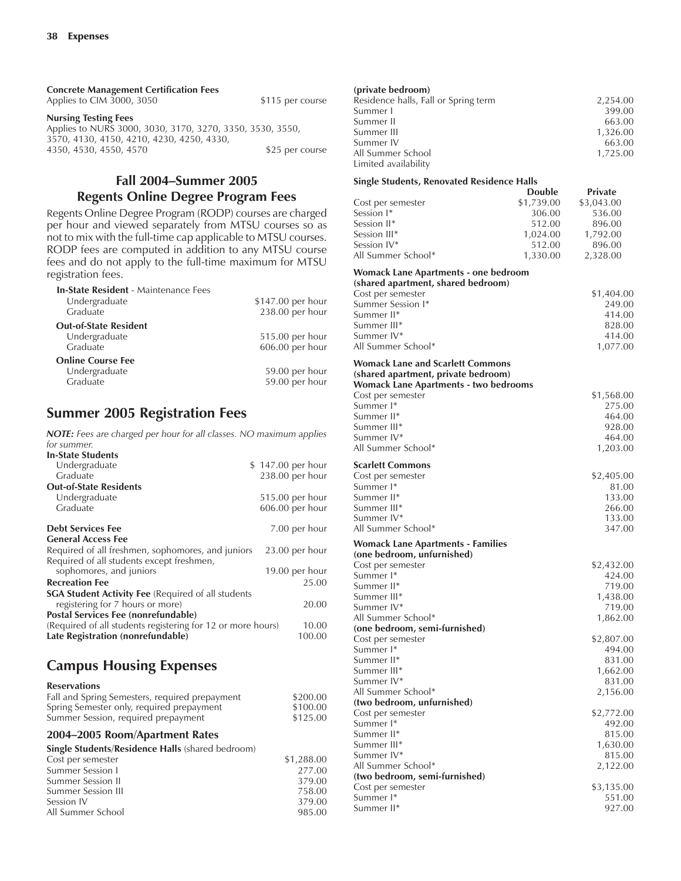**Concrete Management Certification Fees**

| | |
|---|---|
| Applies to CIM 3000, 3050 | $115 per course |

**Nursing Testing Fees**

| | |
|---|---|
| Applies to NURS 3000, 3030, 3170, 3270, 3350, 3530, 3550, 3570, 4130, 4150, 4210, 4230, 4250, 4330, 4350, 4530, 4550, 4570 | $25 per course |

## Fall 2004–Summer 2005 Regents Online Degree Program Fees

Regents Online Degree Program (RODP) courses are charged per hour and viewed separately from MTSU courses so as not to mix with the full-time cap applicable to MTSU courses. RODP fees are computed in addition to any MTSU course fees and do not apply to the full-time maximum for MTSU registration fees.

| | |
|---|---|
| **In-State Resident** - Maintenance Fees | |
| Undergraduate | $147.00 per hour |
| Graduate | 238.00 per hour |
| **Out-of-State Resident** | |
| Undergraduate | 515.00 per hour |
| Graduate | 606.00 per hour |
| **Online Course Fee** | |
| Undergraduate | 59.00 per hour |
| Graduate | 59.00 per hour |

## Summer 2005 Registration Fees

***NOTE:*** *Fees are charged per hour for all classes. NO maximum applies for summer.*

| | |
|---|---|
| **In-State Students** | |
| Undergraduate | $ 147.00 per hour |
| Graduate | 238.00 per hour |
| **Out-of-State Residents** | |
| Undergraduate | 515.00 per hour |
| Graduate | 606.00 per hour |
| **Debt Services Fee** | 7.00 per hour |
| **General Access Fee** | |
| Required of all freshmen, sophomores, and juniors | 23.00 per hour |
| Required of all students except freshmen, sophomores, and juniors | 19.00 per hour |
| **Recreation Fee** | 25.00 |
| **SGA Student Activity Fee** (Required of all students registering for 7 hours or more) | 20.00 |
| **Postal Services Fee (nonrefundable)** (Required of all students registering for 12 or more hours) | 10.00 |
| **Late Registration (nonrefundable)** | 100.00 |

## Campus Housing Expenses

**Reservations**

| | |
|---|---|
| Fall and Spring Semesters, required prepayment | $200.00 |
| Spring Semester only, required prepayment | $100.00 |
| Summer Session, required prepayment | $125.00 |

### 2004–2005 Room/Apartment Rates

**Single Students/Residence Halls** (shared bedroom)

| | |
|---|---|
| Cost per semester | $1,288.00 |
| Summer Session I | 277.00 |
| Summer Session II | 379.00 |
| Summer Session III | 758.00 |
| Session IV | 379.00 |
| All Summer School | 985.00 |

**(private bedroom)**

| | |
|---|---|
| Residence halls, Fall or Spring term | 2,254.00 |
| Summer I | 399.00 |
| Summer II | 663.00 |
| Summer III | 1,326.00 |
| Summer IV | 663.00 |
| All Summer School | 1,725.00 |
| Limited availability | |

**Single Students, Renovated Residence Halls**

| | Double | Private |
|---|---|---|
| Cost per semester | $1,739.00 | $3,043.00 |
| Session I* | 306.00 | 536.00 |
| Session II* | 512.00 | 896.00 |
| Session III* | 1,024.00 | 1,792.00 |
| Session IV* | 512.00 | 896.00 |
| All Summer School* | 1,330.00 | 2,328.00 |

**Womack Lane Apartments - one bedroom (shared apartment, shared bedroom)**

| | |
|---|---|
| Cost per semester | $1,404.00 |
| Summer Session I* | 249.00 |
| Summer II* | 414.00 |
| Summer III* | 828.00 |
| Summer IV* | 414.00 |
| All Summer School* | 1,077.00 |

**Womack Lane and Scarlett Commons (shared apartment, private bedroom) Womack Lane Apartments - two bedrooms**

| | |
|---|---|
| Cost per semester | $1,568.00 |
| Summer I* | 275.00 |
| Summer II* | 464.00 |
| Summer III* | 928.00 |
| Summer IV* | 464.00 |
| All Summer School* | 1,203.00 |

**Scarlett Commons**

| | |
|---|---|
| Cost per semester | $2,405.00 |
| Summer I* | 81.00 |
| Summer II* | 133.00 |
| Summer III* | 266.00 |
| Summer IV* | 133.00 |
| All Summer School* | 347.00 |

**Womack Lane Apartments - Families**

| | |
|---|---|
| **(one bedroom, unfurnished)** | |
| Cost per semester | $2,432.00 |
| Summer I* | 424.00 |
| Summer II* | 719.00 |
| Summer III* | 1,438.00 |
| Summer IV* | 719.00 |
| All Summer School* | 1,862.00 |
| **(one bedroom, semi-furnished)** | |
| Cost per semester | $2,807.00 |
| Summer I* | 494.00 |
| Summer II* | 831.00 |
| Summer III* | 1,662.00 |
| Summer IV* | 831.00 |
| All Summer School* | 2,156.00 |
| **(two bedroom, unfurnished)** | |
| Cost per semester | $2,772.00 |
| Summer I* | 492.00 |
| Summer II* | 815.00 |
| Summer III* | 1,630.00 |
| Summer IV* | 815.00 |
| All Summer School* | 2,122.00 |
| **(two bedroom, semi-furnished)** | |
| Cost per semester | $3,135.00 |
| Summer I* | 551.00 |
| Summer II* | 927.00 |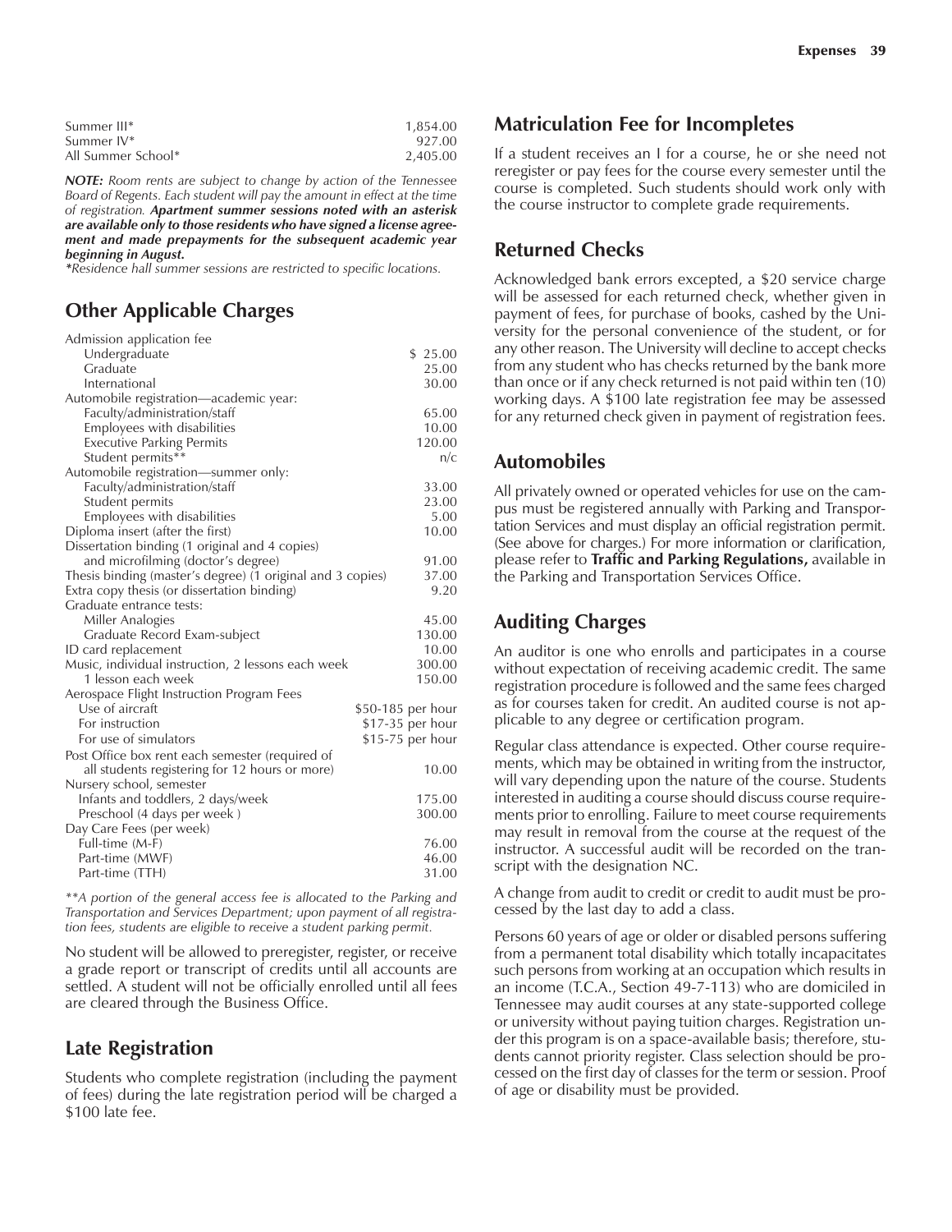| | |
|---|---|
| Summer III* | 1,854.00 |
| Summer IV* | 927.00 |
| All Summer School* | 2,405.00 |

***NOTE:*** *Room rents are subject to change by action of the Tennessee Board of Regents. Each student will pay the amount in effect at the time of registration.* ***Apartment summer sessions noted with an asterisk are available only to those residents who have signed a license agreement and made prepayments for the subsequent academic year beginning in August.***

**Residence hall summer sessions are restricted to specific locations.*

## Other Applicable Charges

| | |
|---|---|
| Admission application fee | |
| Undergraduate | $ 25.00 |
| Graduate | 25.00 |
| International | 30.00 |
| Automobile registration—academic year: | |
| Faculty/administration/staff | 65.00 |
| Employees with disabilities | 10.00 |
| Executive Parking Permits | 120.00 |
| Student permits** | n/c |
| Automobile registration—summer only: | |
| Faculty/administration/staff | 33.00 |
| Student permits | 23.00 |
| Employees with disabilities | 5.00 |
| Diploma insert (after the first) | 10.00 |
| Dissertation binding (1 original and 4 copies) and microfilming (doctor's degree) | 91.00 |
| Thesis binding (master's degree) (1 original and 3 copies) | 37.00 |
| Extra copy thesis (or dissertation binding) | 9.20 |
| Graduate entrance tests: | |
| Miller Analogies | 45.00 |
| Graduate Record Exam-subject | 130.00 |
| ID card replacement | 10.00 |
| Music, individual instruction, 2 lessons each week | 300.00 |
| 1 lesson each week | 150.00 |
| Aerospace Flight Instruction Program Fees | |
| Use of aircraft | $50-185 per hour |
| For instruction | $17-35 per hour |
| For use of simulators | $15-75 per hour |
| Post Office box rent each semester (required of all students registering for 12 hours or more) | 10.00 |
| Nursery school, semester | |
| Infants and toddlers, 2 days/week | 175.00 |
| Preschool (4 days per week ) | 300.00 |
| Day Care Fees (per week) | |
| Full-time (M-F) | 76.00 |
| Part-time (MWF) | 46.00 |
| Part-time (TTH) | 31.00 |

***A portion of the general access fee is allocated to the Parking and Transportation and Services Department; upon payment of all registration fees, students are eligible to receive a student parking permit.*

No student will be allowed to preregister, register, or receive a grade report or transcript of credits until all accounts are settled. A student will not be officially enrolled until all fees are cleared through the Business Office.

## Late Registration

Students who complete registration (including the payment of fees) during the late registration period will be charged a $100 late fee.

## Matriculation Fee for Incompletes

If a student receives an I for a course, he or she need not reregister or pay fees for the course every semester until the course is completed. Such students should work only with the course instructor to complete grade requirements.

## Returned Checks

Acknowledged bank errors excepted, a $20 service charge will be assessed for each returned check, whether given in payment of fees, for purchase of books, cashed by the University for the personal convenience of the student, or for any other reason. The University will decline to accept checks from any student who has checks returned by the bank more than once or if any check returned is not paid within ten (10) working days. A $100 late registration fee may be assessed for any returned check given in payment of registration fees.

## Automobiles

All privately owned or operated vehicles for use on the campus must be registered annually with Parking and Transportation Services and must display an official registration permit. (See above for charges.) For more information or clarification, please refer to **Traffic and Parking Regulations,** available in the Parking and Transportation Services Office.

## Auditing Charges

An auditor is one who enrolls and participates in a course without expectation of receiving academic credit. The same registration procedure is followed and the same fees charged as for courses taken for credit. An audited course is not applicable to any degree or certification program.

Regular class attendance is expected. Other course requirements, which may be obtained in writing from the instructor, will vary depending upon the nature of the course. Students interested in auditing a course should discuss course requirements prior to enrolling. Failure to meet course requirements may result in removal from the course at the request of the instructor. A successful audit will be recorded on the transcript with the designation NC.

A change from audit to credit or credit to audit must be processed by the last day to add a class.

Persons 60 years of age or older or disabled persons suffering from a permanent total disability which totally incapacitates such persons from working at an occupation which results in an income (T.C.A., Section 49-7-113) who are domiciled in Tennessee may audit courses at any state-supported college or university without paying tuition charges. Registration under this program is on a space-available basis; therefore, students cannot priority register. Class selection should be processed on the first day of classes for the term or session. Proof of age or disability must be provided.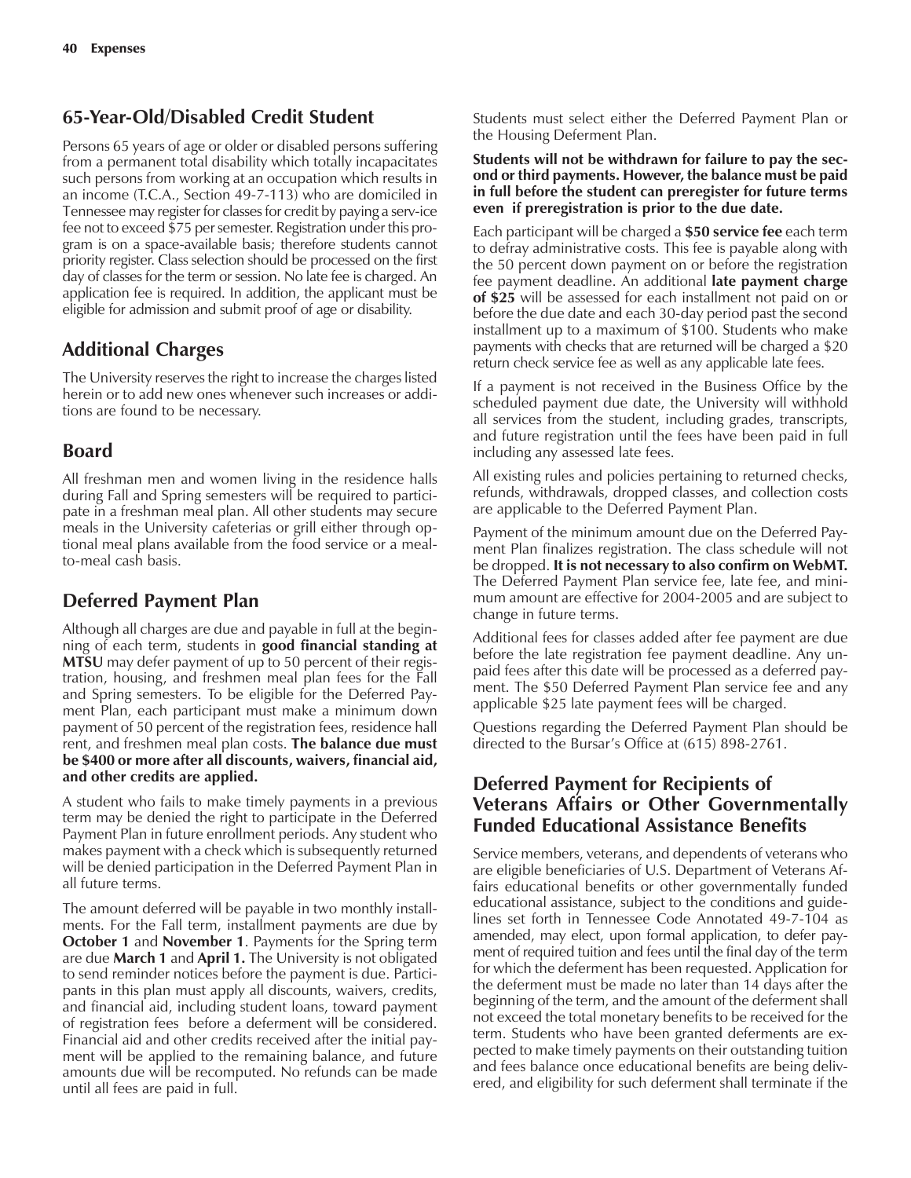## 65-Year-Old/Disabled Credit Student

Persons 65 years of age or older or disabled persons suffering from a permanent total disability which totally incapacitates such persons from working at an occupation which results in an income (T.C.A., Section 49-7-113) who are domiciled in Tennessee may register for classes for credit by paying a serv-ice fee not to exceed $75 per semester. Registration under this program is on a space-available basis; therefore students cannot priority register. Class selection should be processed on the first day of classes for the term or session. No late fee is charged. An application fee is required. In addition, the applicant must be eligible for admission and submit proof of age or disability.

## Additional Charges

The University reserves the right to increase the charges listed herein or to add new ones whenever such increases or additions are found to be necessary.

## Board

All freshman men and women living in the residence halls during Fall and Spring semesters will be required to participate in a freshman meal plan. All other students may secure meals in the University cafeterias or grill either through optional meal plans available from the food service or a meal-to-meal cash basis.

## Deferred Payment Plan

Although all charges are due and payable in full at the beginning of each term, students in **good financial standing at MTSU** may defer payment of up to 50 percent of their registration, housing, and freshmen meal plan fees for the Fall and Spring semesters. To be eligible for the Deferred Payment Plan, each participant must make a minimum down payment of 50 percent of the registration fees, residence hall rent, and freshmen meal plan costs. **The balance due must be $400 or more after all discounts, waivers, financial aid, and other credits are applied.**

A student who fails to make timely payments in a previous term may be denied the right to participate in the Deferred Payment Plan in future enrollment periods. Any student who makes payment with a check which is subsequently returned will be denied participation in the Deferred Payment Plan in all future terms.

The amount deferred will be payable in two monthly installments. For the Fall term, installment payments are due by **October 1** and **November 1**. Payments for the Spring term are due **March 1** and **April 1.** The University is not obligated to send reminder notices before the payment is due. Participants in this plan must apply all discounts, waivers, credits, and financial aid, including student loans, toward payment of registration fees before a deferment will be considered. Financial aid and other credits received after the initial payment will be applied to the remaining balance, and future amounts due will be recomputed. No refunds can be made until all fees are paid in full.

Students must select either the Deferred Payment Plan or the Housing Deferment Plan.

**Students will not be withdrawn for failure to pay the second or third payments. However, the balance must be paid in full before the student can preregister for future terms even if preregistration is prior to the due date.**

Each participant will be charged a **$50 service fee** each term to defray administrative costs. This fee is payable along with the 50 percent down payment on or before the registration fee payment deadline. An additional **late payment charge of $25** will be assessed for each installment not paid on or before the due date and each 30-day period past the second installment up to a maximum of $100. Students who make payments with checks that are returned will be charged a $20 return check service fee as well as any applicable late fees.

If a payment is not received in the Business Office by the scheduled payment due date, the University will withhold all services from the student, including grades, transcripts, and future registration until the fees have been paid in full including any assessed late fees.

All existing rules and policies pertaining to returned checks, refunds, withdrawals, dropped classes, and collection costs are applicable to the Deferred Payment Plan.

Payment of the minimum amount due on the Deferred Payment Plan finalizes registration. The class schedule will not be dropped. **It is not necessary to also confirm on WebMT.** The Deferred Payment Plan service fee, late fee, and minimum amount are effective for 2004-2005 and are subject to change in future terms.

Additional fees for classes added after fee payment are due before the late registration fee payment deadline. Any unpaid fees after this date will be processed as a deferred payment. The $50 Deferred Payment Plan service fee and any applicable $25 late payment fees will be charged.

Questions regarding the Deferred Payment Plan should be directed to the Bursar's Office at (615) 898-2761.

## Deferred Payment for Recipients of Veterans Affairs or Other Governmentally Funded Educational Assistance Benefits

Service members, veterans, and dependents of veterans who are eligible beneficiaries of U.S. Department of Veterans Affairs educational benefits or other governmentally funded educational assistance, subject to the conditions and guidelines set forth in Tennessee Code Annotated 49-7-104 as amended, may elect, upon formal application, to defer payment of required tuition and fees until the final day of the term for which the deferment has been requested. Application for the deferment must be made no later than 14 days after the beginning of the term, and the amount of the deferment shall not exceed the total monetary benefits to be received for the term. Students who have been granted deferments are expected to make timely payments on their outstanding tuition and fees balance once educational benefits are being delivered, and eligibility for such deferment shall terminate if the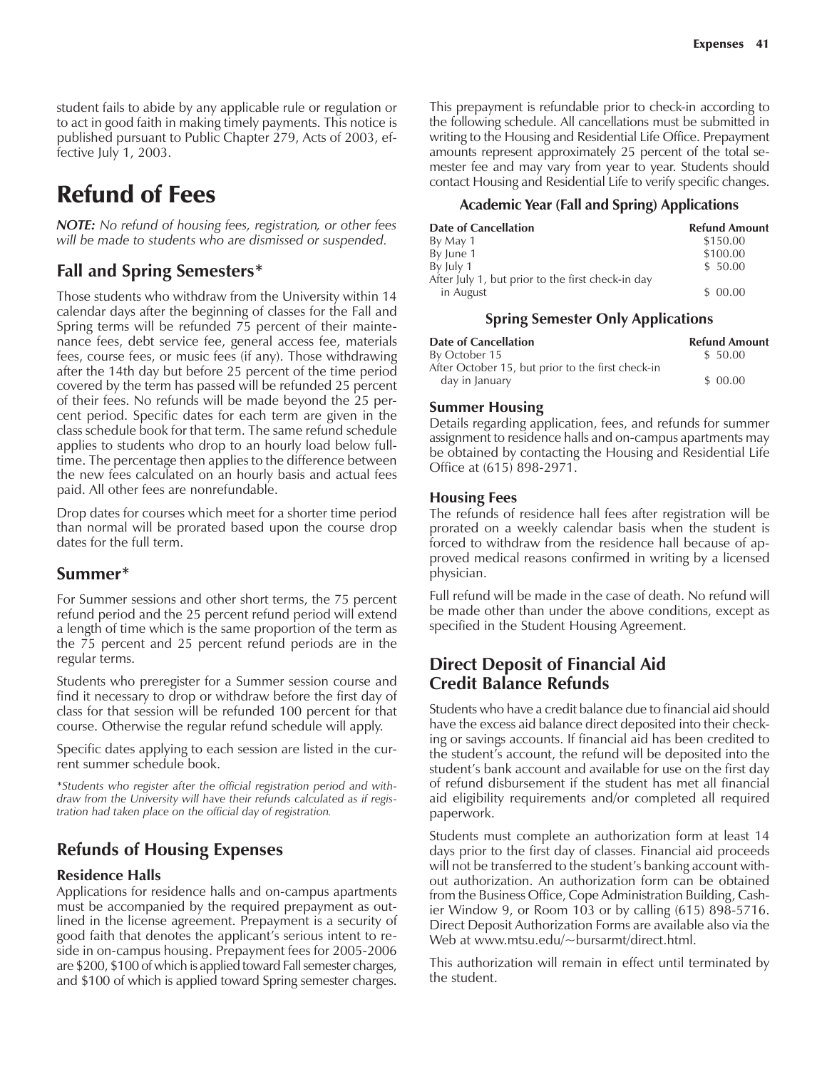student fails to abide by any applicable rule or regulation or to act in good faith in making timely payments. This notice is published pursuant to Public Chapter 279, Acts of 2003, effective July 1, 2003.

# Refund of Fees

***NOTE:*** *No refund of housing fees, registration, or other fees will be made to students who are dismissed or suspended.*

## Fall and Spring Semesters*

Those students who withdraw from the University within 14 calendar days after the beginning of classes for the Fall and Spring terms will be refunded 75 percent of their maintenance fees, debt service fee, general access fee, materials fees, course fees, or music fees (if any). Those withdrawing after the 14th day but before 25 percent of the time period covered by the term has passed will be refunded 25 percent of their fees. No refunds will be made beyond the 25 percent period. Specific dates for each term are given in the class schedule book for that term. The same refund schedule applies to students who drop to an hourly load below full-time. The percentage then applies to the difference between the new fees calculated on an hourly basis and actual fees paid. All other fees are nonrefundable.

Drop dates for courses which meet for a shorter time period than normal will be prorated based upon the course drop dates for the full term.

## Summer*

For Summer sessions and other short terms, the 75 percent refund period and the 25 percent refund period will extend a length of time which is the same proportion of the term as the 75 percent and 25 percent refund periods are in the regular terms.

Students who preregister for a Summer session course and find it necessary to drop or withdraw before the first day of class for that session will be refunded 100 percent for that course. Otherwise the regular refund schedule will apply.

Specific dates applying to each session are listed in the current summer schedule book.

*\*Students who register after the official registration period and withdraw from the University will have their refunds calculated as if registration had taken place on the official day of registration.*

## Refunds of Housing Expenses

### Residence Halls

Applications for residence halls and on-campus apartments must be accompanied by the required prepayment as outlined in the license agreement. Prepayment is a security of good faith that denotes the applicant's serious intent to reside in on-campus housing. Prepayment fees for 2005-2006 are $200, $100 of which is applied toward Fall semester charges, and $100 of which is applied toward Spring semester charges. This prepayment is refundable prior to check-in according to the following schedule. All cancellations must be submitted in writing to the Housing and Residential Life Office. Prepayment amounts represent approximately 25 percent of the total semester fee and may vary from year to year. Students should contact Housing and Residential Life to verify specific changes.

**Academic Year (Fall and Spring) Applications**

| Date of Cancellation | Refund Amount |
|---|---|
| By May 1 | $150.00 |
| By June 1 | $100.00 |
| By July 1 | $ 50.00 |
| After July 1, but prior to the first check-in day in August | $ 00.00 |

**Spring Semester Only Applications**

| Date of Cancellation | Refund Amount |
|---|---|
| By October 15 | $ 50.00 |
| After October 15, but prior to the first check-in day in January | $ 00.00 |

### Summer Housing

Details regarding application, fees, and refunds for summer assignment to residence halls and on-campus apartments may be obtained by contacting the Housing and Residential Life Office at (615) 898-2971.

### Housing Fees

The refunds of residence hall fees after registration will be prorated on a weekly calendar basis when the student is forced to withdraw from the residence hall because of approved medical reasons confirmed in writing by a licensed physician.

Full refund will be made in the case of death. No refund will be made other than under the above conditions, except as specified in the Student Housing Agreement.

## Direct Deposit of Financial Aid Credit Balance Refunds

Students who have a credit balance due to financial aid should have the excess aid balance direct deposited into their checking or savings accounts. If financial aid has been credited to the student's account, the refund will be deposited into the student's bank account and available for use on the first day of refund disbursement if the student has met all financial aid eligibility requirements and/or completed all required paperwork.

Students must complete an authorization form at least 14 days prior to the first day of classes. Financial aid proceeds will not be transferred to the student's banking account without authorization. An authorization form can be obtained from the Business Office, Cope Administration Building, Cashier Window 9, or Room 103 or by calling (615) 898-5716. Direct Deposit Authorization Forms are available also via the Web at www.mtsu.edu/~bursarmt/direct.html.

This authorization will remain in effect until terminated by the student.